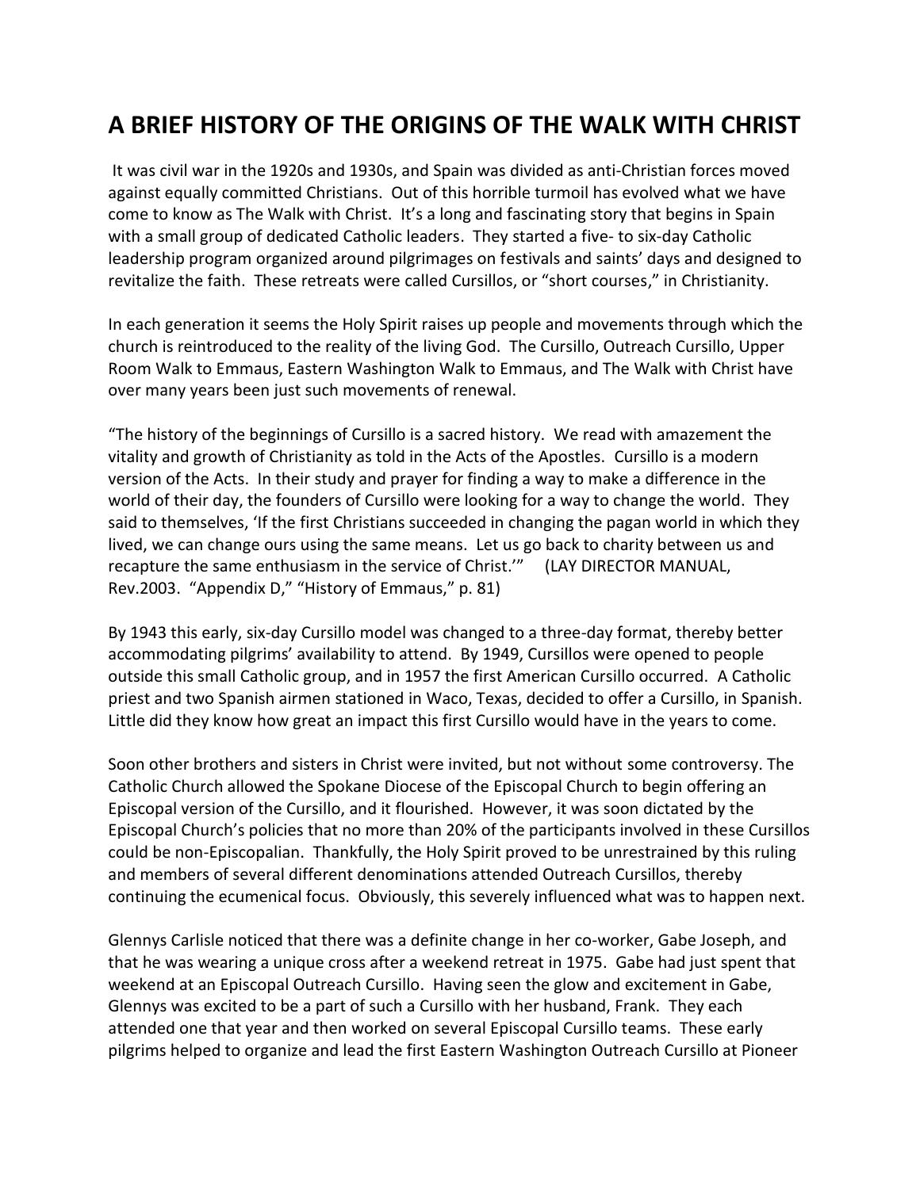# A BRIEF HISTORY OF THE ORIGINS OF THE WALK WITH CHRIST

It was civil war in the 1920s and 1930s, and Spain was divided as anti-Christian forces moved against equally committed Christians. Out of this horrible turmoil has evolved what we have come to know as The Walk with Christ. It's a long and fascinating story that begins in Spain with a small group of dedicated Catholic leaders. They started a five- to six-day Catholic leadership program organized around pilgrimages on festivals and saints' days and designed to revitalize the faith. These retreats were called Cursillos, or "short courses," in Christianity.

In each generation it seems the Holy Spirit raises up people and movements through which the church is reintroduced to the reality of the living God. The Cursillo, Outreach Cursillo, Upper Room Walk to Emmaus, Eastern Washington Walk to Emmaus, and The Walk with Christ have over many years been just such movements of renewal.

"The history of the beginnings of Cursillo is a sacred history. We read with amazement the vitality and growth of Christianity as told in the Acts of the Apostles. Cursillo is a modern version of the Acts. In their study and prayer for finding a way to make a difference in the world of their day, the founders of Cursillo were looking for a way to change the world. They said to themselves, 'If the first Christians succeeded in changing the pagan world in which they lived, we can change ours using the same means. Let us go back to charity between us and recapture the same enthusiasm in the service of Christ.'" (LAY DIRECTOR MANUAL, Rev.2003. "Appendix D," "History of Emmaus," p. 81)

By 1943 this early, six-day Cursillo model was changed to a three-day format, thereby better accommodating pilgrims' availability to attend. By 1949, Cursillos were opened to people outside this small Catholic group, and in 1957 the first American Cursillo occurred. A Catholic priest and two Spanish airmen stationed in Waco, Texas, decided to offer a Cursillo, in Spanish. Little did they know how great an impact this first Cursillo would have in the years to come.

Soon other brothers and sisters in Christ were invited, but not without some controversy. The Catholic Church allowed the Spokane Diocese of the Episcopal Church to begin offering an Episcopal version of the Cursillo, and it flourished. However, it was soon dictated by the Episcopal Church's policies that no more than 20% of the participants involved in these Cursillos could be non-Episcopalian. Thankfully, the Holy Spirit proved to be unrestrained by this ruling and members of several different denominations attended Outreach Cursillos, thereby continuing the ecumenical focus. Obviously, this severely influenced what was to happen next.

Glennys Carlisle noticed that there was a definite change in her co-worker, Gabe Joseph, and that he was wearing a unique cross after a weekend retreat in 1975. Gabe had just spent that weekend at an Episcopal Outreach Cursillo. Having seen the glow and excitement in Gabe, Glennys was excited to be a part of such a Cursillo with her husband, Frank. They each attended one that year and then worked on several Episcopal Cursillo teams. These early pilgrims helped to organize and lead the first Eastern Washington Outreach Cursillo at Pioneer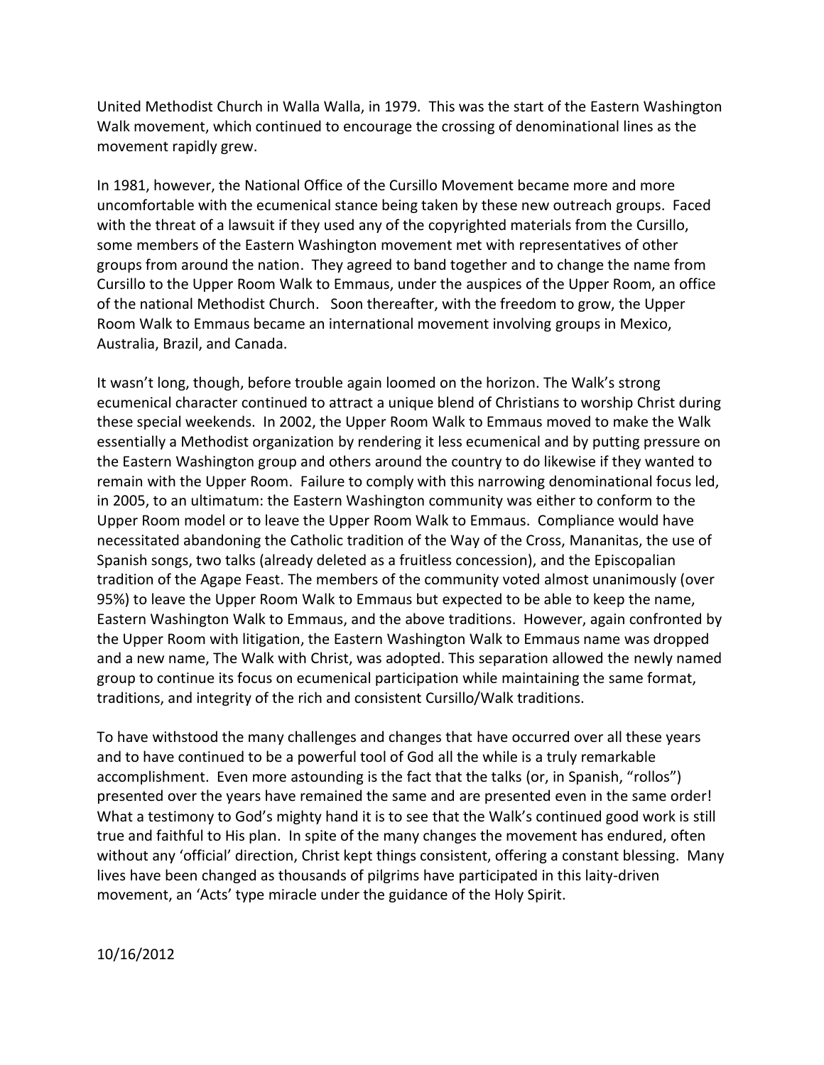United Methodist Church in Walla Walla, in 1979. This was the start of the Eastern Washington Walk movement, which continued to encourage the crossing of denominational lines as the movement rapidly grew.

In 1981, however, the National Office of the Cursillo Movement became more and more uncomfortable with the ecumenical stance being taken by these new outreach groups. Faced with the threat of a lawsuit if they used any of the copyrighted materials from the Cursillo, some members of the Eastern Washington movement met with representatives of other groups from around the nation. They agreed to band together and to change the name from Cursillo to the Upper Room Walk to Emmaus, under the auspices of the Upper Room, an office of the national Methodist Church. Soon thereafter, with the freedom to grow, the Upper Room Walk to Emmaus became an international movement involving groups in Mexico, Australia, Brazil, and Canada.

It wasn't long, though, before trouble again loomed on the horizon. The Walk's strong ecumenical character continued to attract a unique blend of Christians to worship Christ during these special weekends. In 2002, the Upper Room Walk to Emmaus moved to make the Walk essentially a Methodist organization by rendering it less ecumenical and by putting pressure on the Eastern Washington group and others around the country to do likewise if they wanted to remain with the Upper Room. Failure to comply with this narrowing denominational focus led, in 2005, to an ultimatum: the Eastern Washington community was either to conform to the Upper Room model or to leave the Upper Room Walk to Emmaus. Compliance would have necessitated abandoning the Catholic tradition of the Way of the Cross, Mananitas, the use of Spanish songs, two talks (already deleted as a fruitless concession), and the Episcopalian tradition of the Agape Feast. The members of the community voted almost unanimously (over 95%) to leave the Upper Room Walk to Emmaus but expected to be able to keep the name, Eastern Washington Walk to Emmaus, and the above traditions. However, again confronted by the Upper Room with litigation, the Eastern Washington Walk to Emmaus name was dropped and a new name, The Walk with Christ, was adopted. This separation allowed the newly named group to continue its focus on ecumenical participation while maintaining the same format, traditions, and integrity of the rich and consistent Cursillo/Walk traditions.

To have withstood the many challenges and changes that have occurred over all these years and to have continued to be a powerful tool of God all the while is a truly remarkable accomplishment. Even more astounding is the fact that the talks (or, in Spanish, "rollos") presented over the years have remained the same and are presented even in the same order! What a testimony to God's mighty hand it is to see that the Walk's continued good work is still true and faithful to His plan. In spite of the many changes the movement has endured, often without any 'official' direction, Christ kept things consistent, offering a constant blessing. Many lives have been changed as thousands of pilgrims have participated in this laity-driven movement, an 'Acts' type miracle under the guidance of the Holy Spirit.

10/16/2012